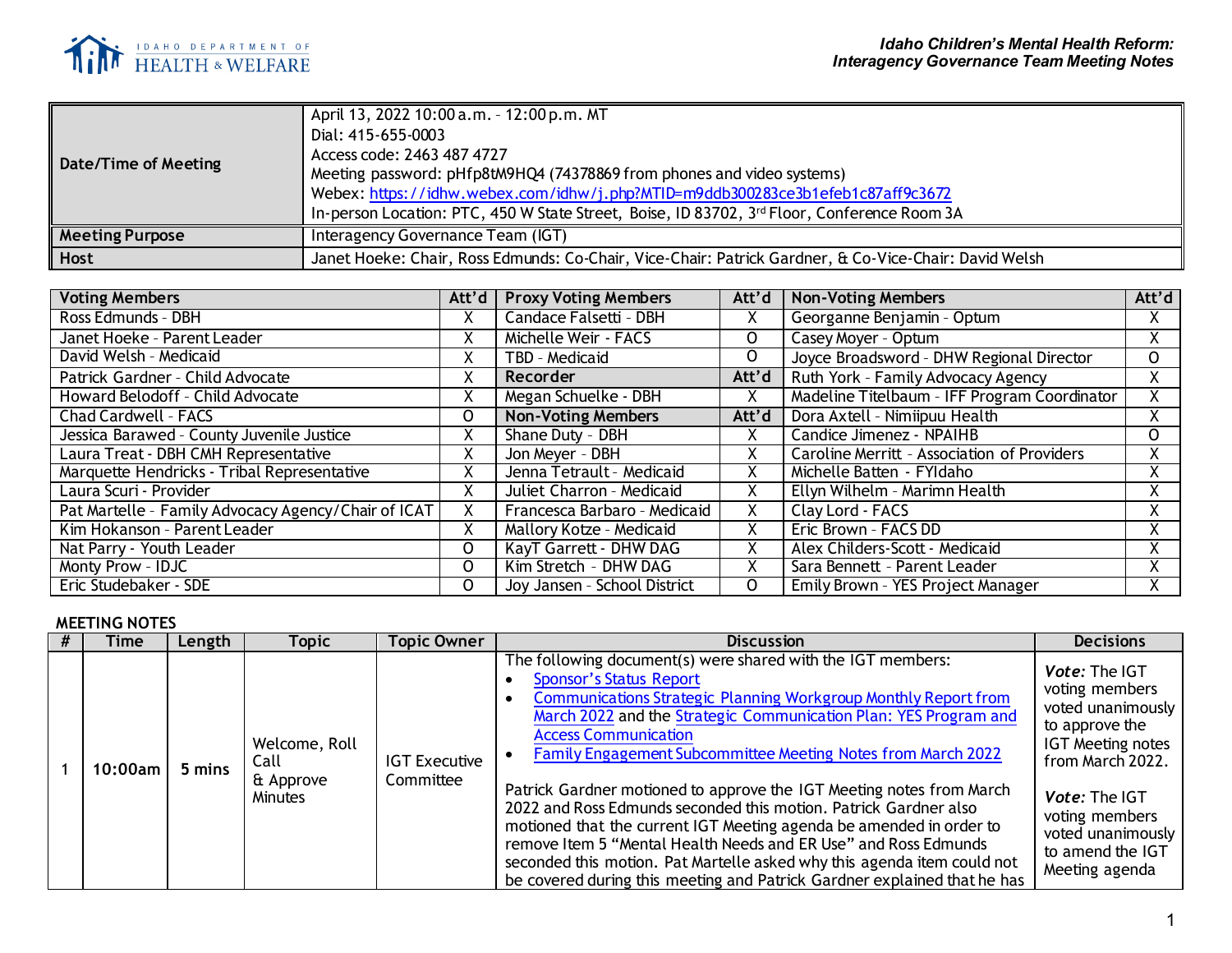# Idaho Children's Mental Health Reform: Interagency Governance Team Meeting Notes

| | |
|---|---|
| **Date/Time of Meeting** | April 13, 2022 10:00 a.m. - 12:00 p.m. MT<br>Dial: 415-655-0003<br>Access code: 2463 487 4727<br>Meeting password: pHfp8tM9HQ4 (74378869 from phones and video systems)<br>Webex: https://idhw.webex.com/idhw/j.php?MTID=m9ddb300283ce3b1efeb1c87aff9c3672<br>In-person Location: PTC, 450 W State Street, Boise, ID 83702, 3rd Floor, Conference Room 3A |
| **Meeting Purpose** | Interagency Governance Team (IGT) |
| **Host** | Janet Hoeke: Chair, Ross Edmunds: Co-Chair, Vice-Chair: Patrick Gardner, & Co-Vice-Chair: David Welsh |

| Voting Members | Att'd | Proxy Voting Members | Att'd | Non-Voting Members | Att'd |
|---|---|---|---|---|---|
| Ross Edmunds - DBH | X | Candace Falsetti - DBH | X | Georganne Benjamin - Optum | X |
| Janet Hoeke - Parent Leader | X | Michelle Weir - FACS | O | Casey Moyer - Optum | X |
| David Welsh - Medicaid | X | TBD - Medicaid | O | Joyce Broadsword - DHW Regional Director | O |
| Patrick Gardner - Child Advocate | X | **Recorder** | **Att'd** | Ruth York - Family Advocacy Agency | X |
| Howard Belodoff - Child Advocate | X | Megan Schuelke - DBH | X | Madeline Titelbaum - IFF Program Coordinator | X |
| Chad Cardwell - FACS | O | **Non-Voting Members** | **Att'd** | Dora Axtell - Nimiipuu Health | X |
| Jessica Barawed - County Juvenile Justice | X | Shane Duty - DBH | X | Candice Jimenez - NPAIHB | O |
| Laura Treat - DBH CMH Representative | X | Jon Meyer - DBH | X | Caroline Merritt - Association of Providers | X |
| Marquette Hendricks - Tribal Representative | X | Jenna Tetrault - Medicaid | X | Michelle Batten - FYIdaho | X |
| Laura Scuri - Provider | X | Juliet Charron - Medicaid | X | Ellyn Wilhelm - Marimn Health | X |
| Pat Martelle - Family Advocacy Agency/Chair of ICAT | X | Francesca Barbaro - Medicaid | X | Clay Lord - FACS | X |
| Kim Hokanson - Parent Leader | X | Mallory Kotze - Medicaid | X | Eric Brown - FACS DD | X |
| Nat Parry - Youth Leader | O | KayT Garrett - DHW DAG | X | Alex Childers-Scott - Medicaid | X |
| Monty Prow - IDJC | O | Kim Stretch - DHW DAG | X | Sara Bennett - Parent Leader | X |
| Eric Studebaker - SDE | O | Joy Jansen - School District | O | Emily Brown - YES Project Manager | X |

## MEETING NOTES

| # | Time | Length | Topic | Topic Owner | Discussion | Decisions |
|---|---|---|---|---|---|---|
| 1 | 10:00am | 5 mins | Welcome, Roll Call & Approve Minutes | IGT Executive Committee | The following document(s) were shared with the IGT members:<br>• Sponsor's Status Report<br>• Communications Strategic Planning Workgroup Monthly Report from March 2022 and the Strategic Communication Plan: YES Program and Access Communication<br>• Family Engagement Subcommittee Meeting Notes from March 2022<br><br>Patrick Gardner motioned to approve the IGT Meeting notes from March 2022 and Ross Edmunds seconded this motion. Patrick Gardner also motioned that the current IGT Meeting agenda be amended in order to remove Item 5 "Mental Health Needs and ER Use" and Ross Edmunds seconded this motion. Pat Martelle asked why this agenda item could not be covered during this meeting and Patrick Gardner explained that he has | ***Vote:*** The IGT voting members voted unanimously to approve the IGT Meeting notes from March 2022.<br><br>***Vote:*** The IGT voting members voted unanimously to amend the IGT Meeting agenda |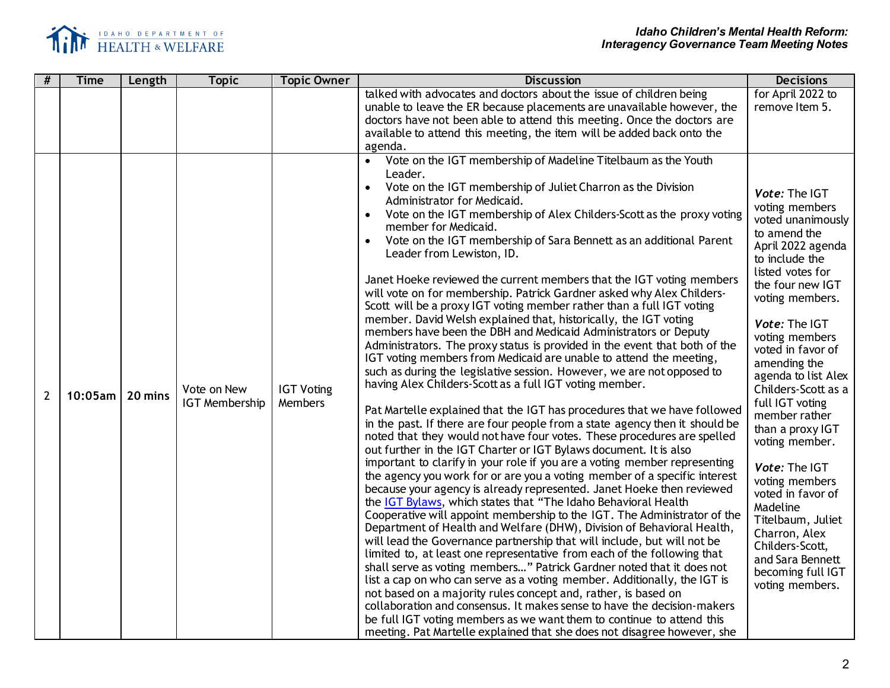| # | Time | Length | Topic | Topic Owner | Discussion | Decisions |
|---|---|---|---|---|---|---|
| | | | | | talked with advocates and doctors about the issue of children being unable to leave the ER because placements are unavailable however, the doctors have not been able to attend this meeting. Once the doctors are available to attend this meeting, the item will be added back onto the agenda. | for April 2022 to remove Item 5. |
| 2 | 10:05am | 20 mins | Vote on New IGT Membership | IGT Voting Members | • Vote on the IGT membership of Madeline Titelbaum as the Youth Leader.<br>• Vote on the IGT membership of Juliet Charron as the Division Administrator for Medicaid.<br>• Vote on the IGT membership of Alex Childers-Scott as the proxy voting member for Medicaid.<br>• Vote on the IGT membership of Sara Bennett as an additional Parent Leader from Lewiston, ID.<br><br>Janet Hoeke reviewed the current members that the IGT voting members will vote on for membership. Patrick Gardner asked why Alex Childers-Scott will be a proxy IGT voting member rather than a full IGT voting member. David Welsh explained that, historically, the IGT voting members have been the DBH and Medicaid Administrators or Deputy Administrators. The proxy status is provided in the event that both of the IGT voting members from Medicaid are unable to attend the meeting, such as during the legislative session. However, we are not opposed to having Alex Childers-Scott as a full IGT voting member.<br><br>Pat Martelle explained that the IGT has procedures that we have followed in the past. If there are four people from a state agency then it should be noted that they would not have four votes. These procedures are spelled out further in the IGT Charter or IGT Bylaws document. It is also important to clarify in your role if you are a voting member representing the agency you work for or are you a voting member of a specific interest because your agency is already represented. Janet Hoeke then reviewed the [IGT Bylaws](), which states that "The Idaho Behavioral Health Cooperative will appoint membership to the IGT. The Administrator of the Department of Health and Welfare (DHW), Division of Behavioral Health, will lead the Governance partnership that will include, but will not be limited to, at least one representative from each of the following that shall serve as voting members…" Patrick Gardner noted that it does not list a cap on who can serve as a voting member. Additionally, the IGT is not based on a majority rules concept and, rather, is based on collaboration and consensus. It makes sense to have the decision-makers be full IGT voting members as we want them to continue to attend this meeting. Pat Martelle explained that she does not disagree however, she | ***Vote:*** The IGT voting members voted unanimously to amend the April 2022 agenda to include the listed votes for the four new IGT voting members.<br><br>***Vote:*** The IGT voting members voted in favor of amending the agenda to list Alex Childers-Scott as a full IGT voting member rather than a proxy IGT voting member.<br><br>***Vote:*** The IGT voting members voted in favor of Madeline Titelbaum, Juliet Charron, Alex Childers-Scott, and Sara Bennett becoming full IGT voting members. |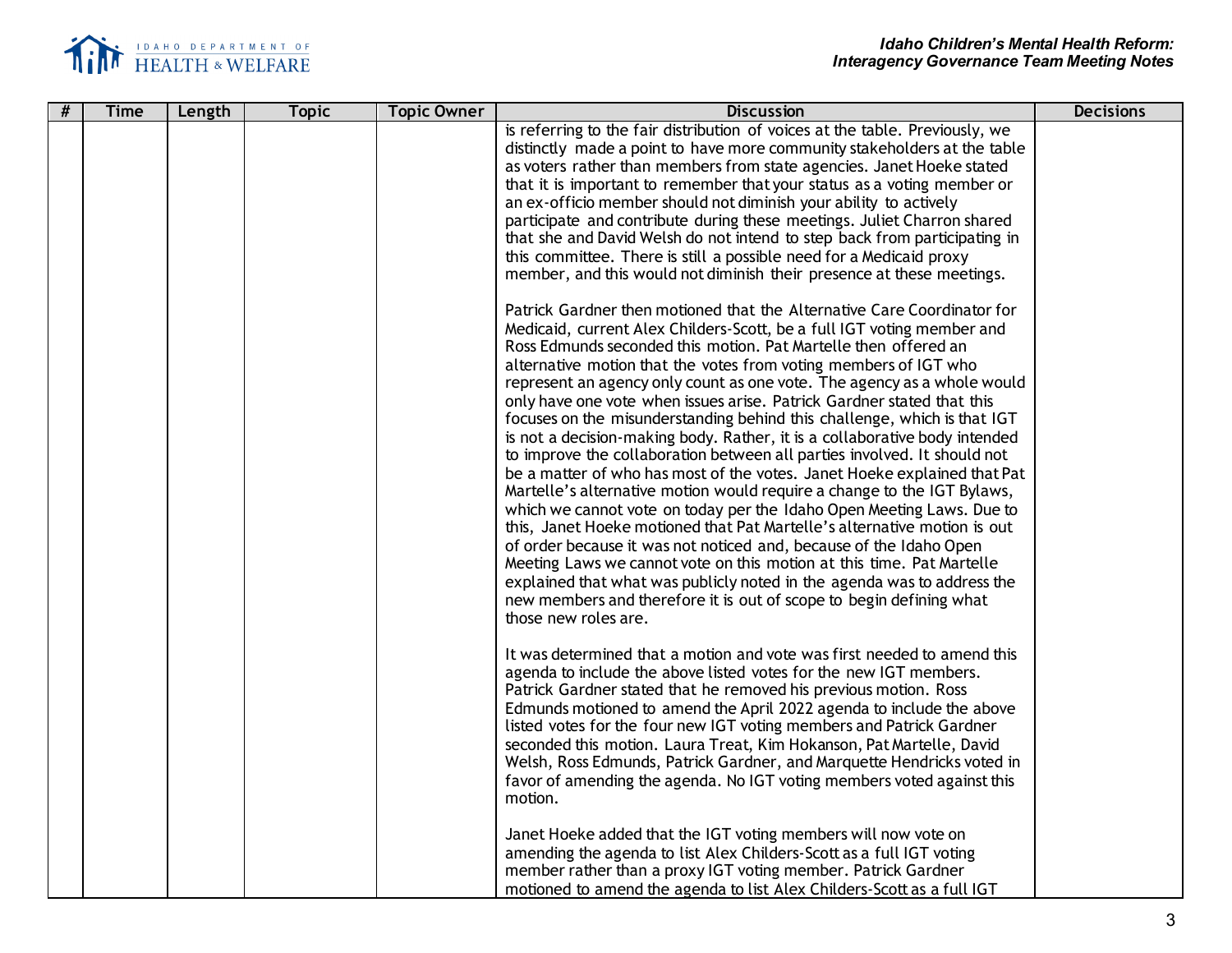| # | Time | Length | Topic | Topic Owner | Discussion | Decisions |
|---|---|---|---|---|---|---|
| | | | | | is referring to the fair distribution of voices at the table. Previously, we distinctly made a point to have more community stakeholders at the table as voters rather than members from state agencies. Janet Hoeke stated that it is important to remember that your status as a voting member or an ex-officio member should not diminish your ability to actively participate and contribute during these meetings. Juliet Charron shared that she and David Welsh do not intend to step back from participating in this committee. There is still a possible need for a Medicaid proxy member, and this would not diminish their presence at these meetings.<br><br>Patrick Gardner then motioned that the Alternative Care Coordinator for Medicaid, current Alex Childers-Scott, be a full IGT voting member and Ross Edmunds seconded this motion. Pat Martelle then offered an alternative motion that the votes from voting members of IGT who represent an agency only count as one vote. The agency as a whole would only have one vote when issues arise. Patrick Gardner stated that this focuses on the misunderstanding behind this challenge, which is that IGT is not a decision-making body. Rather, it is a collaborative body intended to improve the collaboration between all parties involved. It should not be a matter of who has most of the votes. Janet Hoeke explained that Pat Martelle's alternative motion would require a change to the IGT Bylaws, which we cannot vote on today per the Idaho Open Meeting Laws. Due to this, Janet Hoeke motioned that Pat Martelle's alternative motion is out of order because it was not noticed and, because of the Idaho Open Meeting Laws we cannot vote on this motion at this time. Pat Martelle explained that what was publicly noted in the agenda was to address the new members and therefore it is out of scope to begin defining what those new roles are.<br><br>It was determined that a motion and vote was first needed to amend this agenda to include the above listed votes for the new IGT members. Patrick Gardner stated that he removed his previous motion. Ross Edmunds motioned to amend the April 2022 agenda to include the above listed votes for the four new IGT voting members and Patrick Gardner seconded this motion. Laura Treat, Kim Hokanson, Pat Martelle, David Welsh, Ross Edmunds, Patrick Gardner, and Marquette Hendricks voted in favor of amending the agenda. No IGT voting members voted against this motion.<br><br>Janet Hoeke added that the IGT voting members will now vote on amending the agenda to list Alex Childers-Scott as a full IGT voting member rather than a proxy IGT voting member. Patrick Gardner motioned to amend the agenda to list Alex Childers-Scott as a full IGT | |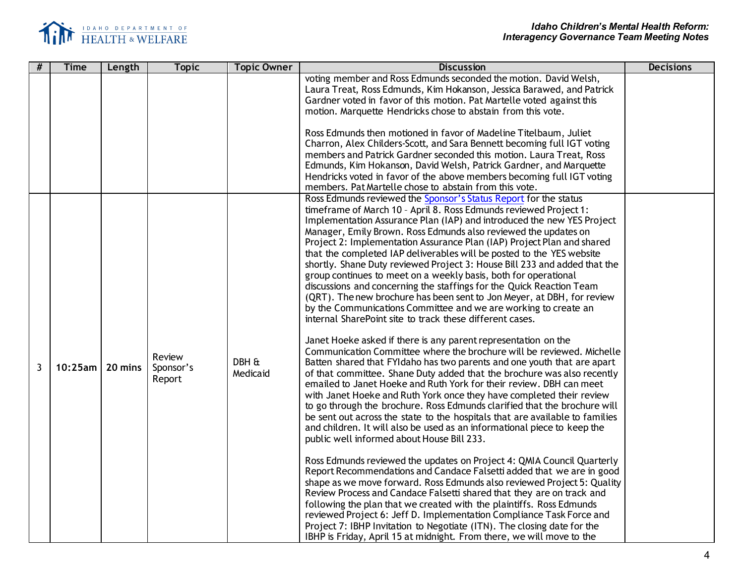| # | Time | Length | Topic | Topic Owner | Discussion | Decisions |
|---|---|---|---|---|---|---|
| | | | | | voting member and Ross Edmunds seconded the motion. David Welsh, Laura Treat, Ross Edmunds, Kim Hokanson, Jessica Barawed, and Patrick Gardner voted in favor of this motion. Pat Martelle voted against this motion. Marquette Hendricks chose to abstain from this vote.<br><br>Ross Edmunds then motioned in favor of Madeline Titelbaum, Juliet Charron, Alex Childers-Scott, and Sara Bennett becoming full IGT voting members and Patrick Gardner seconded this motion. Laura Treat, Ross Edmunds, Kim Hokanson, David Welsh, Patrick Gardner, and Marquette Hendricks voted in favor of the above members becoming full IGT voting members. Pat Martelle chose to abstain from this vote. | |
| 3 | 10:25am | 20 mins | Review Sponsor's Report | DBH & Medicaid | Ross Edmunds reviewed the Sponsor's Status Report for the status timeframe of March 10 – April 8. Ross Edmunds reviewed Project 1: Implementation Assurance Plan (IAP) and introduced the new YES Project Manager, Emily Brown. Ross Edmunds also reviewed the updates on Project 2: Implementation Assurance Plan (IAP) Project Plan and shared that the completed IAP deliverables will be posted to the YES website shortly. Shane Duty reviewed Project 3: House Bill 233 and added that the group continues to meet on a weekly basis, both for operational discussions and concerning the staffings for the Quick Reaction Team (QRT). The new brochure has been sent to Jon Meyer, at DBH, for review by the Communications Committee and we are working to create an internal SharePoint site to track these different cases.<br><br>Janet Hoeke asked if there is any parent representation on the Communication Committee where the brochure will be reviewed. Michelle Batten shared that FYIdaho has two parents and one youth that are apart of that committee. Shane Duty added that the brochure was also recently emailed to Janet Hoeke and Ruth York for their review. DBH can meet with Janet Hoeke and Ruth York once they have completed their review to go through the brochure. Ross Edmunds clarified that the brochure will be sent out across the state to the hospitals that are available to families and children. It will also be used as an informational piece to keep the public well informed about House Bill 233.<br><br>Ross Edmunds reviewed the updates on Project 4: QMIA Council Quarterly Report Recommendations and Candace Falsetti added that we are in good shape as we move forward. Ross Edmunds also reviewed Project 5: Quality Review Process and Candace Falsetti shared that they are on track and following the plan that we created with the plaintiffs. Ross Edmunds reviewed Project 6: Jeff D. Implementation Compliance Task Force and Project 7: IBHP Invitation to Negotiate (ITN). The closing date for the IBHP is Friday, April 15 at midnight. From there, we will move to the | |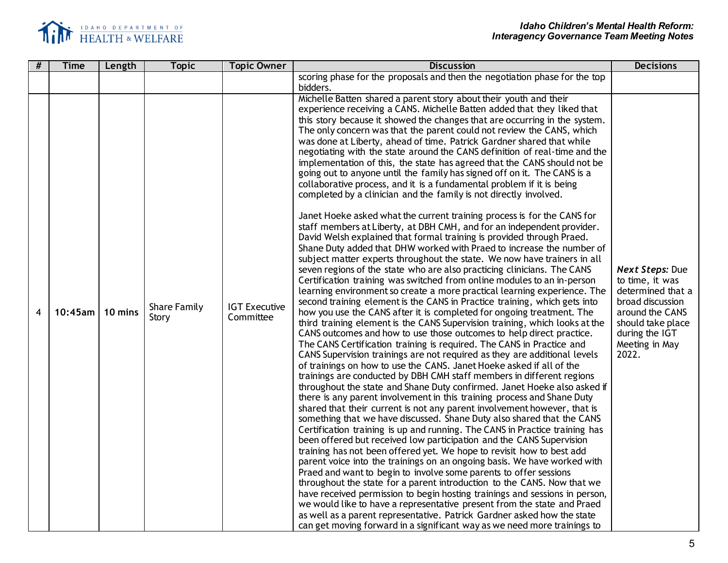| # | Time | Length | Topic | Topic Owner | Discussion | Decisions |
|---|---|---|---|---|---|---|
| | | | | | scoring phase for the proposals and then the negotiation phase for the top bidders. | |
| 4 | 10:45am | 10 mins | Share Family Story | IGT Executive Committee | Michelle Batten shared a parent story about their youth and their experience receiving a CANS. Michelle Batten added that they liked that this story because it showed the changes that are occurring in the system. The only concern was that the parent could not review the CANS, which was done at Liberty, ahead of time. Patrick Gardner shared that while negotiating with the state around the CANS definition of real-time and the implementation of this, the state has agreed that the CANS should not be going out to anyone until the family has signed off on it. The CANS is a collaborative process, and it is a fundamental problem if it is being completed by a clinician and the family is not directly involved.<br><br>Janet Hoeke asked what the current training process is for the CANS for staff members at Liberty, at DBH CMH, and for an independent provider. David Welsh explained that formal training is provided through Praed. Shane Duty added that DHW worked with Praed to increase the number of subject matter experts throughout the state. We now have trainers in all seven regions of the state who are also practicing clinicians. The CANS Certification training was switched from online modules to an in-person learning environment so create a more practical learning experience. The second training element is the CANS in Practice training, which gets into how you use the CANS after it is completed for ongoing treatment. The third training element is the CANS Supervision training, which looks at the CANS outcomes and how to use those outcomes to help direct practice. The CANS Certification training is required. The CANS in Practice and CANS Supervision trainings are not required as they are additional levels of trainings on how to use the CANS. Janet Hoeke asked if all of the trainings are conducted by DBH CMH staff members in different regions throughout the state and Shane Duty confirmed. Janet Hoeke also asked if there is any parent involvement in this training process and Shane Duty shared that their current is not any parent involvement however, that is something that we have discussed. Shane Duty also shared that the CANS Certification training is up and running. The CANS in Practice training has been offered but received low participation and the CANS Supervision training has not been offered yet. We hope to revisit how to best add parent voice into the trainings on an ongoing basis. We have worked with Praed and want to begin to involve some parents to offer sessions throughout the state for a parent introduction to the CANS. Now that we have received permission to begin hosting trainings and sessions in person, we would like to have a representative present from the state and Praed as well as a parent representative. Patrick Gardner asked how the state can get moving forward in a significant way as we need more trainings to | ***Next Steps:*** Due to time, it was determined that a broad discussion around the CANS should take place during the IGT Meeting in May 2022. |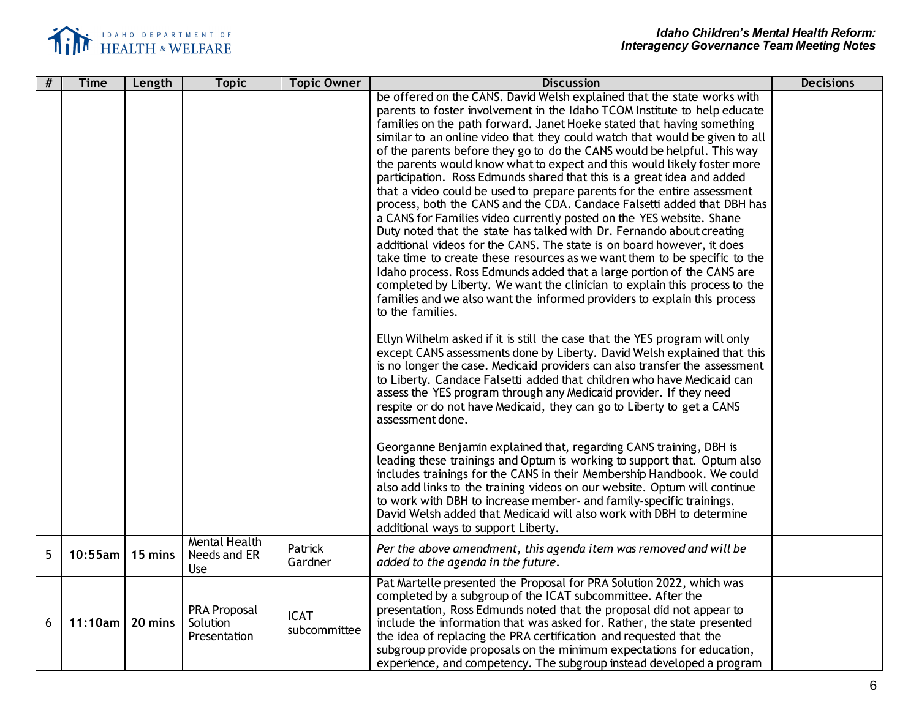| # | Time | Length | Topic | Topic Owner | Discussion | Decisions |
|---|---|---|---|---|---|---|
| | | | | | be offered on the CANS. David Welsh explained that the state works with parents to foster involvement in the Idaho TCOM Institute to help educate families on the path forward. Janet Hoeke stated that having something similar to an online video that they could watch that would be given to all of the parents before they go to do the CANS would be helpful. This way the parents would know what to expect and this would likely foster more participation. Ross Edmunds shared that this is a great idea and added that a video could be used to prepare parents for the entire assessment process, both the CANS and the CDA. Candace Falsetti added that DBH has a CANS for Families video currently posted on the YES website. Shane Duty noted that the state has talked with Dr. Fernando about creating additional videos for the CANS. The state is on board however, it does take time to create these resources as we want them to be specific to the Idaho process. Ross Edmunds added that a large portion of the CANS are completed by Liberty. We want the clinician to explain this process to the families and we also want the informed providers to explain this process to the families.<br><br>Ellyn Wilhelm asked if it is still the case that the YES program will only except CANS assessments done by Liberty. David Welsh explained that this is no longer the case. Medicaid providers can also transfer the assessment to Liberty. Candace Falsetti added that children who have Medicaid can assess the YES program through any Medicaid provider. If they need respite or do not have Medicaid, they can go to Liberty to get a CANS assessment done.<br><br>Georganne Benjamin explained that, regarding CANS training, DBH is leading these trainings and Optum is working to support that. Optum also includes trainings for the CANS in their Membership Handbook. We could also add links to the training videos on our website. Optum will continue to work with DBH to increase member- and family-specific trainings. David Welsh added that Medicaid will also work with DBH to determine additional ways to support Liberty. | |
| 5 | 10:55am | 15 mins | Mental Health Needs and ER Use | Patrick Gardner | *Per the above amendment, this agenda item was removed and will be added to the agenda in the future.* | |
| 6 | 11:10am | 20 mins | PRA Proposal Solution Presentation | ICAT subcommittee | Pat Martelle presented the Proposal for PRA Solution 2022, which was completed by a subgroup of the ICAT subcommittee. After the presentation, Ross Edmunds noted that the proposal did not appear to include the information that was asked for. Rather, the state presented the idea of replacing the PRA certification and requested that the subgroup provide proposals on the minimum expectations for education, experience, and competency. The subgroup instead developed a program | |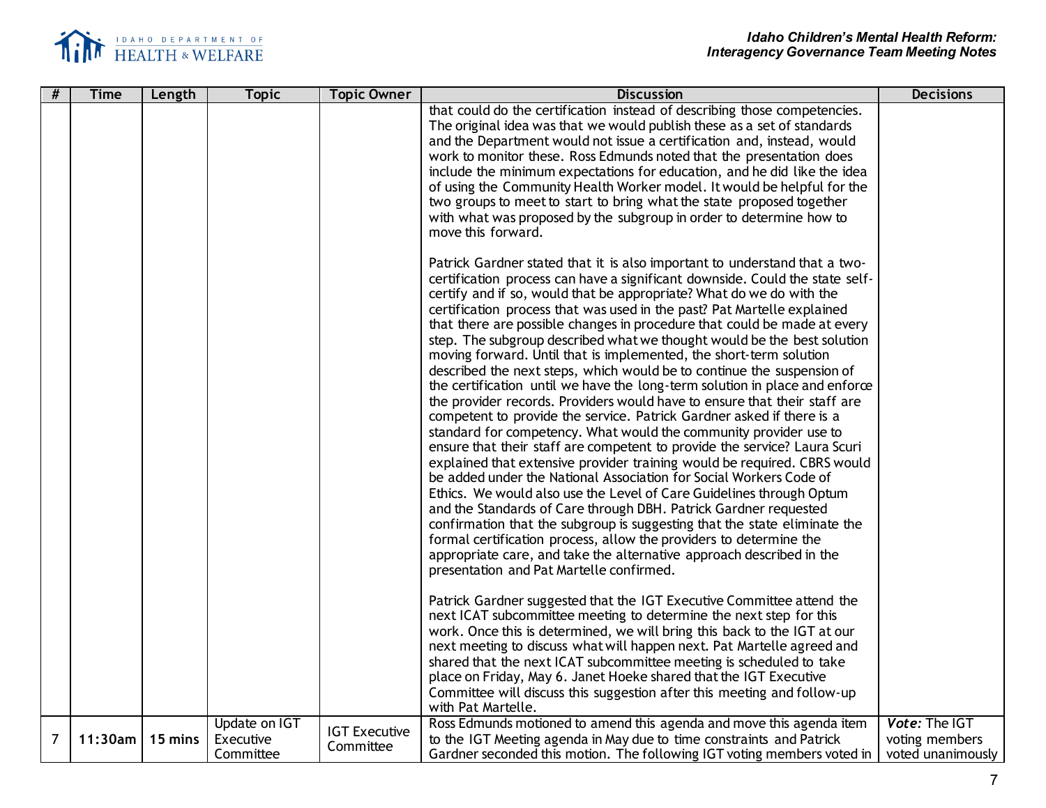| # | Time | Length | Topic | Topic Owner | Discussion | Decisions |
|---|---|---|---|---|---|---|
| | | | | | that could do the certification instead of describing those competencies. The original idea was that we would publish these as a set of standards and the Department would not issue a certification and, instead, would work to monitor these. Ross Edmunds noted that the presentation does include the minimum expectations for education, and he did like the idea of using the Community Health Worker model. It would be helpful for the two groups to meet to start to bring what the state proposed together with what was proposed by the subgroup in order to determine how to move this forward.<br><br>Patrick Gardner stated that it is also important to understand that a two-certification process can have a significant downside. Could the state self-certify and if so, would that be appropriate? What do we do with the certification process that was used in the past? Pat Martelle explained that there are possible changes in procedure that could be made at every step. The subgroup described what we thought would be the best solution moving forward. Until that is implemented, the short-term solution described the next steps, which would be to continue the suspension of the certification until we have the long-term solution in place and enforce the provider records. Providers would have to ensure that their staff are competent to provide the service. Patrick Gardner asked if there is a standard for competency. What would the community provider use to ensure that their staff are competent to provide the service? Laura Scuri explained that extensive provider training would be required. CBRS would be added under the National Association for Social Workers Code of Ethics. We would also use the Level of Care Guidelines through Optum and the Standards of Care through DBH. Patrick Gardner requested confirmation that the subgroup is suggesting that the state eliminate the formal certification process, allow the providers to determine the appropriate care, and take the alternative approach described in the presentation and Pat Martelle confirmed.<br><br>Patrick Gardner suggested that the IGT Executive Committee attend the next ICAT subcommittee meeting to determine the next step for this work. Once this is determined, we will bring this back to the IGT at our next meeting to discuss what will happen next. Pat Martelle agreed and shared that the next ICAT subcommittee meeting is scheduled to take place on Friday, May 6. Janet Hoeke shared that the IGT Executive Committee will discuss this suggestion after this meeting and follow-up with Pat Martelle. | |
| 7 | 11:30am | 15 mins | Update on IGT Executive Committee | IGT Executive Committee | Ross Edmunds motioned to amend this agenda and move this agenda item to the IGT Meeting agenda in May due to time constraints and Patrick Gardner seconded this motion. The following IGT voting members voted in | ***Vote:*** The IGT voting members voted unanimously |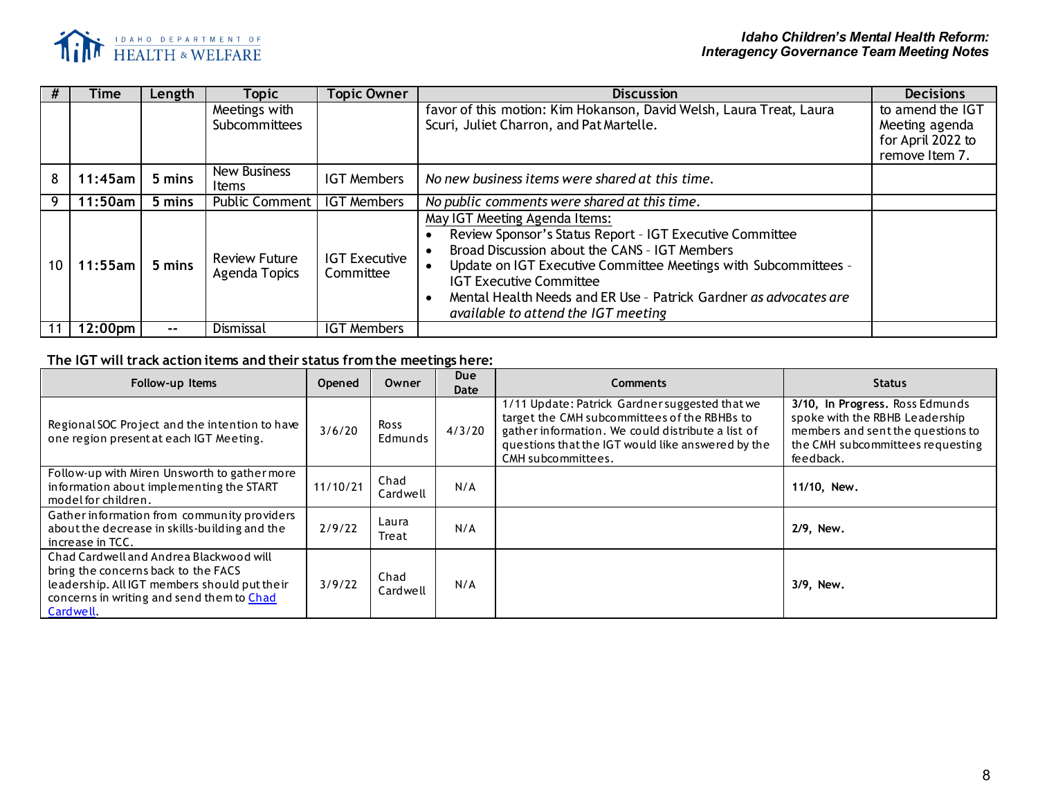| # | Time | Length | Topic | Topic Owner | Discussion | Decisions |
|---|---|---|---|---|---|---|
| | | | Meetings with Subcommittees | | favor of this motion: Kim Hokanson, David Welsh, Laura Treat, Laura Scuri, Juliet Charron, and Pat Martelle. | to amend the IGT Meeting agenda for April 2022 to remove Item 7. |
| 8 | 11:45am | 5 mins | New Business Items | IGT Members | *No new business items were shared at this time.* | |
| 9 | 11:50am | 5 mins | Public Comment | IGT Members | *No public comments were shared at this time.* | |
| 10 | 11:55am | 5 mins | Review Future Agenda Topics | IGT Executive Committee | May IGT Meeting Agenda Items:<br>• Review Sponsor's Status Report – IGT Executive Committee<br>• Broad Discussion about the CANS – IGT Members<br>• Update on IGT Executive Committee Meetings with Subcommittees – IGT Executive Committee<br>• Mental Health Needs and ER Use – Patrick Gardner *as advocates are available to attend the IGT meeting* | |
| 11 | 12:00pm | -- | Dismissal | IGT Members | | |

**The IGT will track action items and their status from the meetings here:**

| Follow-up Items | Opened | Owner | Due Date | Comments | Status |
|---|---|---|---|---|---|
| Regional SOC Project and the intention to have one region present at each IGT Meeting. | 3/6/20 | Ross Edmunds | 4/3/20 | 1/11 Update: Patrick Gardner suggested that we target the CMH subcommittees of the RBHBs to gather information. We could distribute a list of questions that the IGT would like answered by the CMH subcommittees. | **3/10, In Progress.** Ross Edmunds spoke with the RBHB Leadership members and sent the questions to the CMH subcommittees requesting feedback. |
| Follow-up with Miren Unsworth to gather more information about implementing the START model for children. | 11/10/21 | Chad Cardwell | N/A | | **11/10, New.** |
| Gather information from community providers about the decrease in skills-building and the increase in TCC. | 2/9/22 | Laura Treat | N/A | | **2/9, New.** |
| Chad Cardwell and Andrea Blackwood will bring the concerns back to the FACS leadership. All IGT members should put their concerns in writing and send them to Chad Cardwell. | 3/9/22 | Chad Cardwell | N/A | | **3/9, New.** |